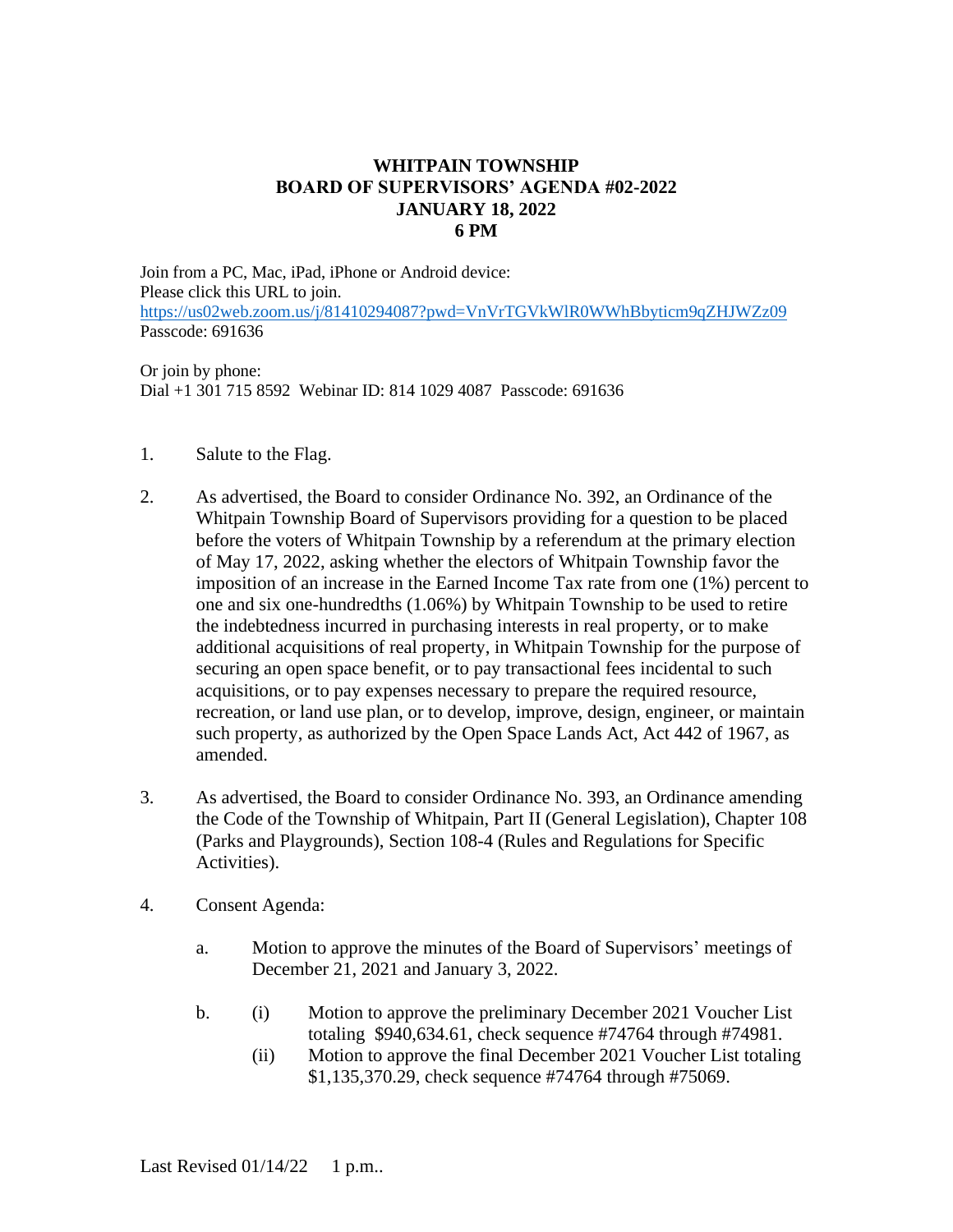# WHITPAIN TOWNSHIP
# BOARD OF SUPERVISORS' AGENDA #02-2022
# JANUARY 18, 2022
# 6 PM

Join from a PC, Mac, iPad, iPhone or Android device:
Please click this URL to join.
https://us02web.zoom.us/j/81410294087?pwd=VnVrTGVkWlR0WWhBbyticm9qZHJWZz09
Passcode: 691636

Or join by phone:
Dial +1 301 715 8592  Webinar ID: 814 1029 4087  Passcode: 691636

1. Salute to the Flag.

2. As advertised, the Board to consider Ordinance No. 392, an Ordinance of the Whitpain Township Board of Supervisors providing for a question to be placed before the voters of Whitpain Township by a referendum at the primary election of May 17, 2022, asking whether the electors of Whitpain Township favor the imposition of an increase in the Earned Income Tax rate from one (1%) percent to one and six one-hundredths (1.06%) by Whitpain Township to be used to retire the indebtedness incurred in purchasing interests in real property, or to make additional acquisitions of real property, in Whitpain Township for the purpose of securing an open space benefit, or to pay transactional fees incidental to such acquisitions, or to pay expenses necessary to prepare the required resource, recreation, or land use plan, or to develop, improve, design, engineer, or maintain such property, as authorized by the Open Space Lands Act, Act 442 of 1967, as amended.

3. As advertised, the Board to consider Ordinance No. 393, an Ordinance amending the Code of the Township of Whitpain, Part II (General Legislation), Chapter 108 (Parks and Playgrounds), Section 108-4 (Rules and Regulations for Specific Activities).

4. Consent Agenda:

   a. Motion to approve the minutes of the Board of Supervisors' meetings of December 21, 2021 and January 3, 2022.

   b. (i) Motion to approve the preliminary December 2021 Voucher List totaling $940,634.61, check sequence #74764 through #74981.
      (ii) Motion to approve the final December 2021 Voucher List totaling $1,135,370.29, check sequence #74764 through #75069.

Last Revised 01/14/22 1 p.m..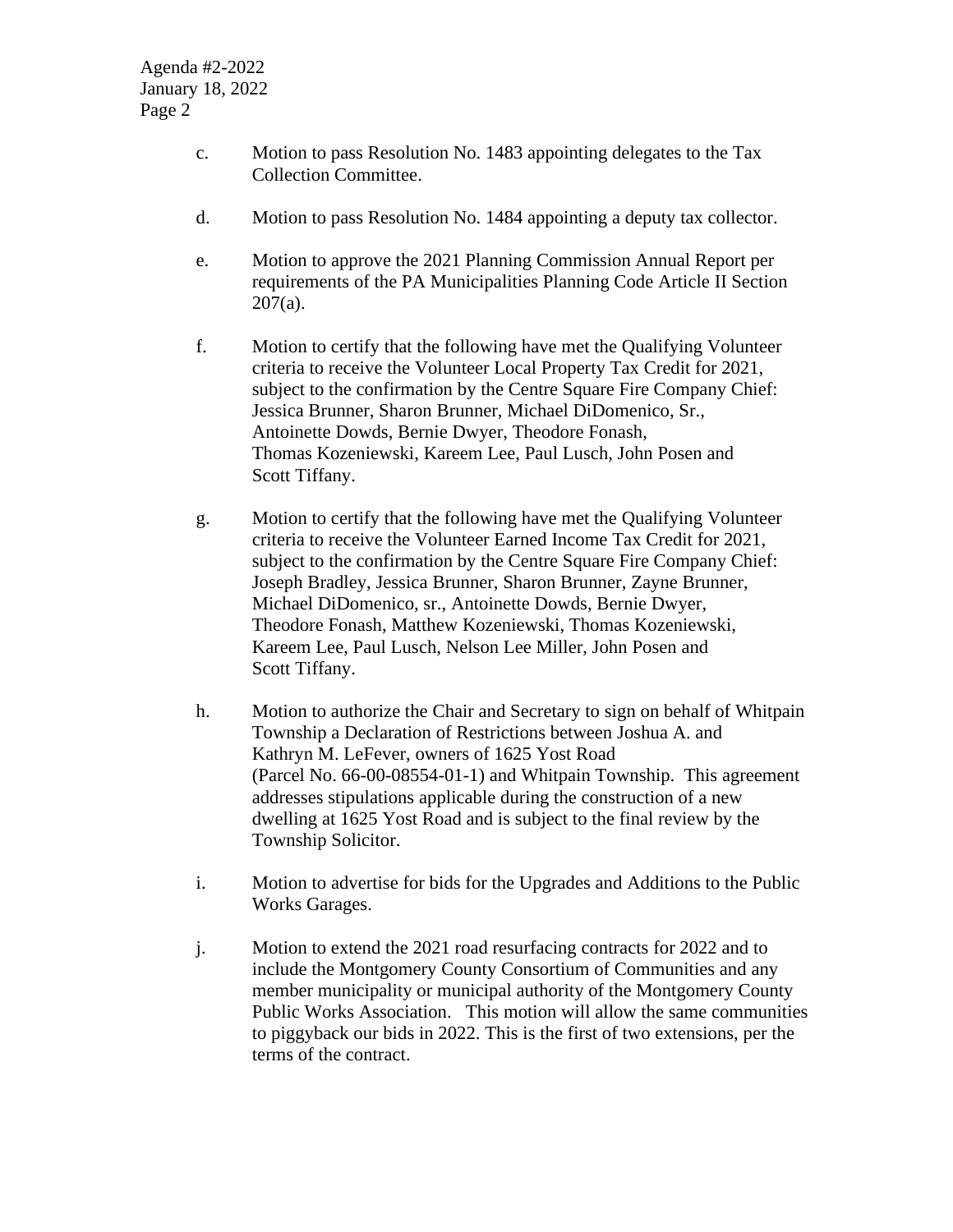c. Motion to pass Resolution No. 1483 appointing delegates to the Tax Collection Committee.

d. Motion to pass Resolution No. 1484 appointing a deputy tax collector.

e. Motion to approve the 2021 Planning Commission Annual Report per requirements of the PA Municipalities Planning Code Article II Section 207(a).

f. Motion to certify that the following have met the Qualifying Volunteer criteria to receive the Volunteer Local Property Tax Credit for 2021, subject to the confirmation by the Centre Square Fire Company Chief: Jessica Brunner, Sharon Brunner, Michael DiDomenico, Sr., Antoinette Dowds, Bernie Dwyer, Theodore Fonash, Thomas Kozeniewski, Kareem Lee, Paul Lusch, John Posen and Scott Tiffany.

g. Motion to certify that the following have met the Qualifying Volunteer criteria to receive the Volunteer Earned Income Tax Credit for 2021, subject to the confirmation by the Centre Square Fire Company Chief: Joseph Bradley, Jessica Brunner, Sharon Brunner, Zayne Brunner, Michael DiDomenico, sr., Antoinette Dowds, Bernie Dwyer, Theodore Fonash, Matthew Kozeniewski, Thomas Kozeniewski, Kareem Lee, Paul Lusch, Nelson Lee Miller, John Posen and Scott Tiffany.

h. Motion to authorize the Chair and Secretary to sign on behalf of Whitpain Township a Declaration of Restrictions between Joshua A. and Kathryn M. LeFever, owners of 1625 Yost Road (Parcel No. 66-00-08554-01-1) and Whitpain Township. This agreement addresses stipulations applicable during the construction of a new dwelling at 1625 Yost Road and is subject to the final review by the Township Solicitor.

i. Motion to advertise for bids for the Upgrades and Additions to the Public Works Garages.

j. Motion to extend the 2021 road resurfacing contracts for 2022 and to include the Montgomery County Consortium of Communities and any member municipality or municipal authority of the Montgomery County Public Works Association. This motion will allow the same communities to piggyback our bids in 2022. This is the first of two extensions, per the terms of the contract.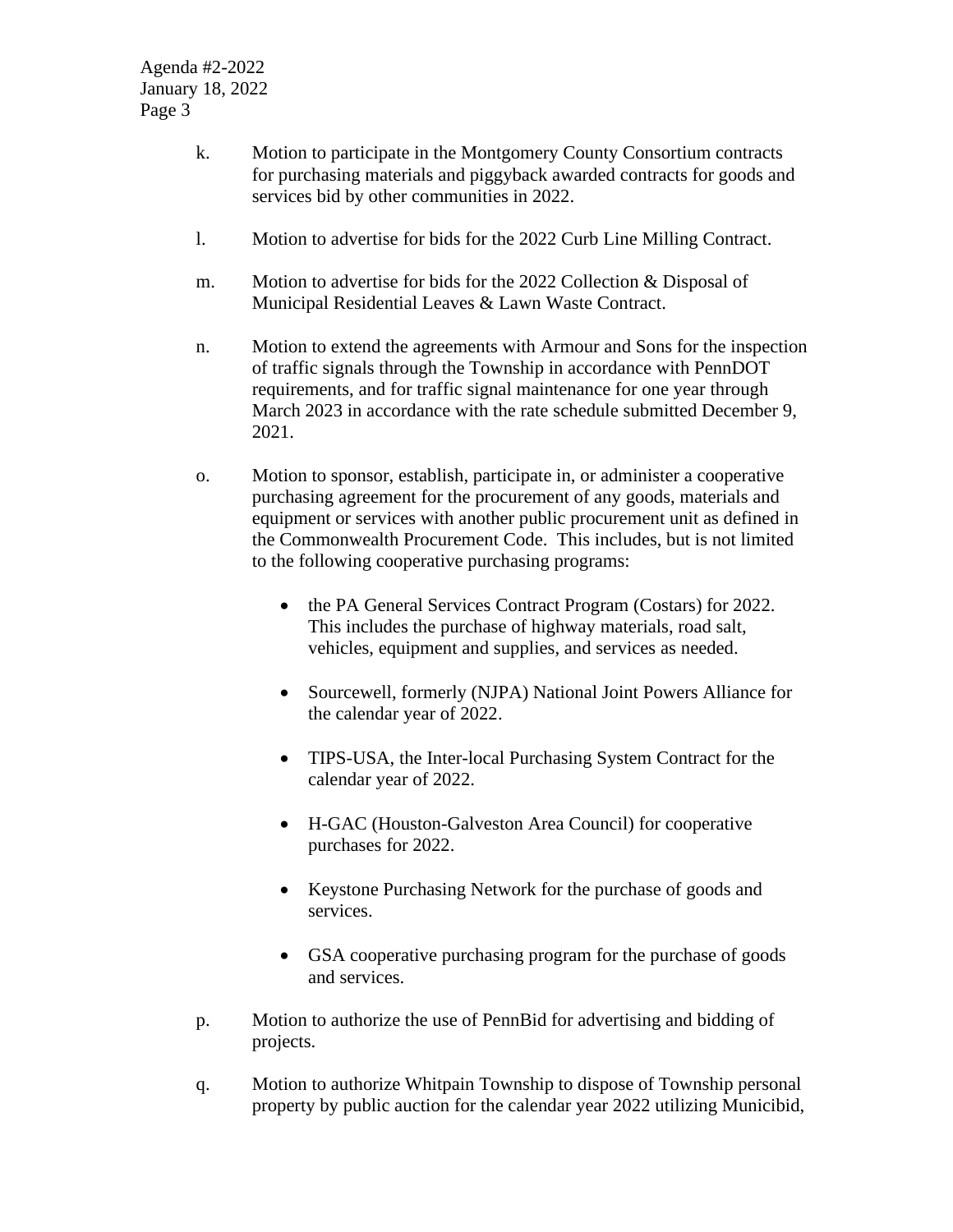k. Motion to participate in the Montgomery County Consortium contracts for purchasing materials and piggyback awarded contracts for goods and services bid by other communities in 2022.

l. Motion to advertise for bids for the 2022 Curb Line Milling Contract.

m. Motion to advertise for bids for the 2022 Collection & Disposal of Municipal Residential Leaves & Lawn Waste Contract.

n. Motion to extend the agreements with Armour and Sons for the inspection of traffic signals through the Township in accordance with PennDOT requirements, and for traffic signal maintenance for one year through March 2023 in accordance with the rate schedule submitted December 9, 2021.

o. Motion to sponsor, establish, participate in, or administer a cooperative purchasing agreement for the procurement of any goods, materials and equipment or services with another public procurement unit as defined in the Commonwealth Procurement Code. This includes, but is not limited to the following cooperative purchasing programs:

   - the PA General Services Contract Program (Costars) for 2022. This includes the purchase of highway materials, road salt, vehicles, equipment and supplies, and services as needed.

   - Sourcewell, formerly (NJPA) National Joint Powers Alliance for the calendar year of 2022.

   - TIPS-USA, the Inter-local Purchasing System Contract for the calendar year of 2022.

   - H-GAC (Houston-Galveston Area Council) for cooperative purchases for 2022.

   - Keystone Purchasing Network for the purchase of goods and services.

   - GSA cooperative purchasing program for the purchase of goods and services.

p. Motion to authorize the use of PennBid for advertising and bidding of projects.

q. Motion to authorize Whitpain Township to dispose of Township personal property by public auction for the calendar year 2022 utilizing Municibid,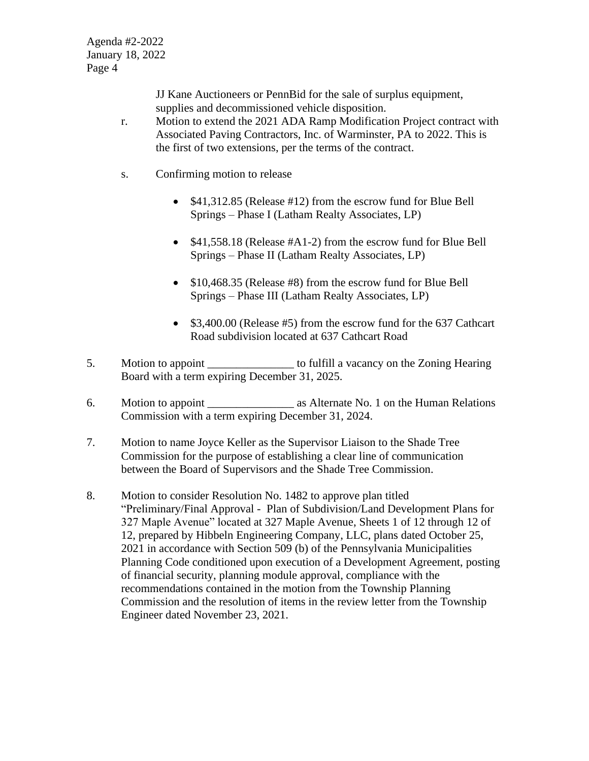JJ Kane Auctioneers or PennBid for the sale of surplus equipment, supplies and decommissioned vehicle disposition.

r. Motion to extend the 2021 ADA Ramp Modification Project contract with Associated Paving Contractors, Inc. of Warminster, PA to 2022. This is the first of two extensions, per the terms of the contract.

s. Confirming motion to release

- $41,312.85 (Release #12) from the escrow fund for Blue Bell Springs – Phase I (Latham Realty Associates, LP)

- $41,558.18 (Release #A1-2) from the escrow fund for Blue Bell Springs – Phase II (Latham Realty Associates, LP)

- $10,468.35 (Release #8) from the escrow fund for Blue Bell Springs – Phase III (Latham Realty Associates, LP)

- $3,400.00 (Release #5) from the escrow fund for the 637 Cathcart Road subdivision located at 637 Cathcart Road

5. Motion to appoint _______________ to fulfill a vacancy on the Zoning Hearing Board with a term expiring December 31, 2025.

6. Motion to appoint _______________ as Alternate No. 1 on the Human Relations Commission with a term expiring December 31, 2024.

7. Motion to name Joyce Keller as the Supervisor Liaison to the Shade Tree Commission for the purpose of establishing a clear line of communication between the Board of Supervisors and the Shade Tree Commission.

8. Motion to consider Resolution No. 1482 to approve plan titled "Preliminary/Final Approval - Plan of Subdivision/Land Development Plans for 327 Maple Avenue" located at 327 Maple Avenue, Sheets 1 of 12 through 12 of 12, prepared by Hibbeln Engineering Company, LLC, plans dated October 25, 2021 in accordance with Section 509 (b) of the Pennsylvania Municipalities Planning Code conditioned upon execution of a Development Agreement, posting of financial security, planning module approval, compliance with the recommendations contained in the motion from the Township Planning Commission and the resolution of items in the review letter from the Township Engineer dated November 23, 2021.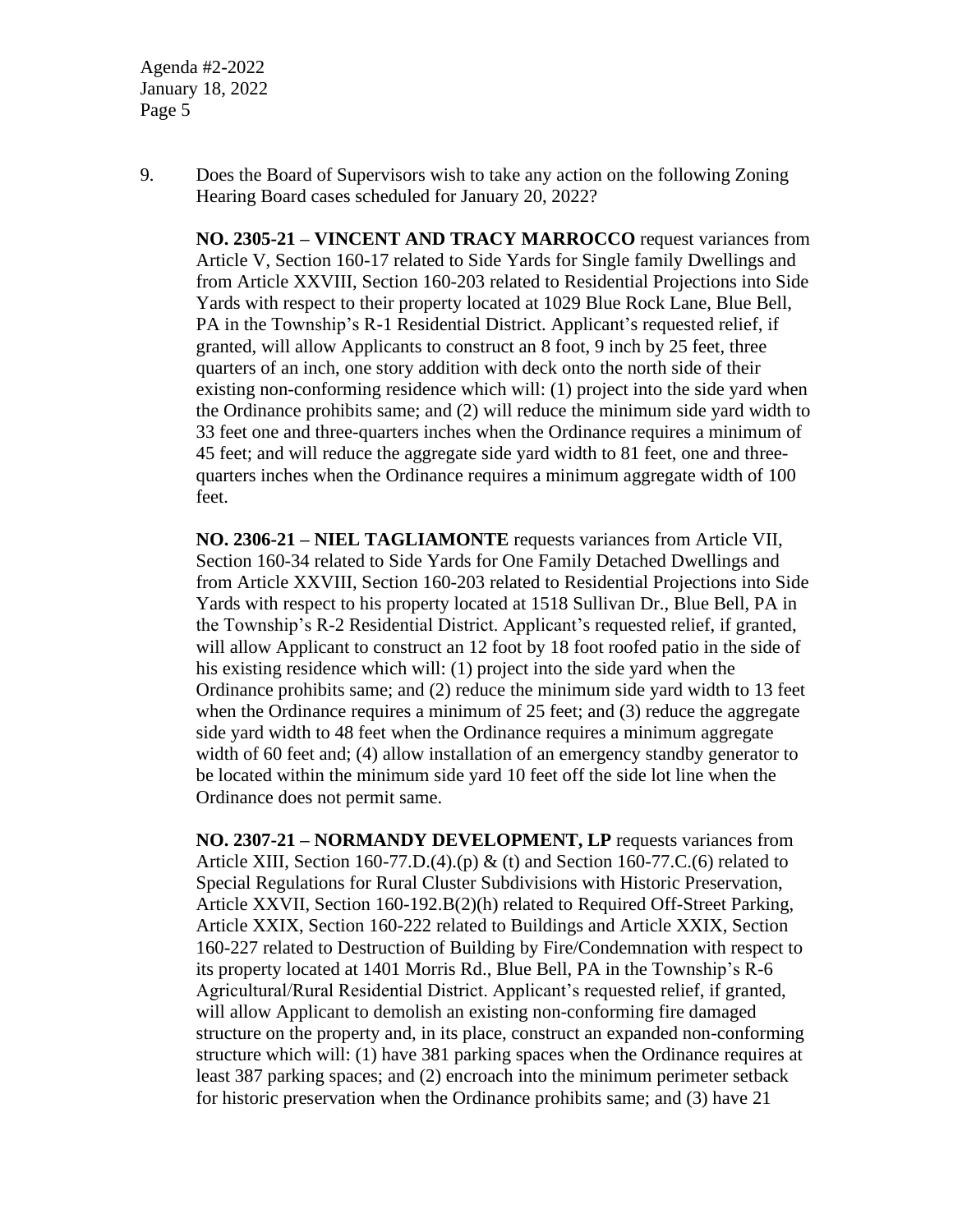9. Does the Board of Supervisors wish to take any action on the following Zoning Hearing Board cases scheduled for January 20, 2022?

**NO. 2305-21 – VINCENT AND TRACY MARROCCO** request variances from Article V, Section 160-17 related to Side Yards for Single family Dwellings and from Article XXVIII, Section 160-203 related to Residential Projections into Side Yards with respect to their property located at 1029 Blue Rock Lane, Blue Bell, PA in the Township's R-1 Residential District. Applicant's requested relief, if granted, will allow Applicants to construct an 8 foot, 9 inch by 25 feet, three quarters of an inch, one story addition with deck onto the north side of their existing non-conforming residence which will: (1) project into the side yard when the Ordinance prohibits same; and (2) will reduce the minimum side yard width to 33 feet one and three-quarters inches when the Ordinance requires a minimum of 45 feet; and will reduce the aggregate side yard width to 81 feet, one and three-quarters inches when the Ordinance requires a minimum aggregate width of 100 feet.

**NO. 2306-21 – NIEL TAGLIAMONTE** requests variances from Article VII, Section 160-34 related to Side Yards for One Family Detached Dwellings and from Article XXVIII, Section 160-203 related to Residential Projections into Side Yards with respect to his property located at 1518 Sullivan Dr., Blue Bell, PA in the Township's R-2 Residential District. Applicant's requested relief, if granted, will allow Applicant to construct an 12 foot by 18 foot roofed patio in the side of his existing residence which will: (1) project into the side yard when the Ordinance prohibits same; and (2) reduce the minimum side yard width to 13 feet when the Ordinance requires a minimum of 25 feet; and (3) reduce the aggregate side yard width to 48 feet when the Ordinance requires a minimum aggregate width of 60 feet and; (4) allow installation of an emergency standby generator to be located within the minimum side yard 10 feet off the side lot line when the Ordinance does not permit same.

**NO. 2307-21 – NORMANDY DEVELOPMENT, LP** requests variances from Article XIII, Section 160-77.D.(4).(p) & (t) and Section 160-77.C.(6) related to Special Regulations for Rural Cluster Subdivisions with Historic Preservation, Article XXVII, Section 160-192.B(2)(h) related to Required Off-Street Parking, Article XXIX, Section 160-222 related to Buildings and Article XXIX, Section 160-227 related to Destruction of Building by Fire/Condemnation with respect to its property located at 1401 Morris Rd., Blue Bell, PA in the Township's R-6 Agricultural/Rural Residential District. Applicant's requested relief, if granted, will allow Applicant to demolish an existing non-conforming fire damaged structure on the property and, in its place, construct an expanded non-conforming structure which will: (1) have 381 parking spaces when the Ordinance requires at least 387 parking spaces; and (2) encroach into the minimum perimeter setback for historic preservation when the Ordinance prohibits same; and (3) have 21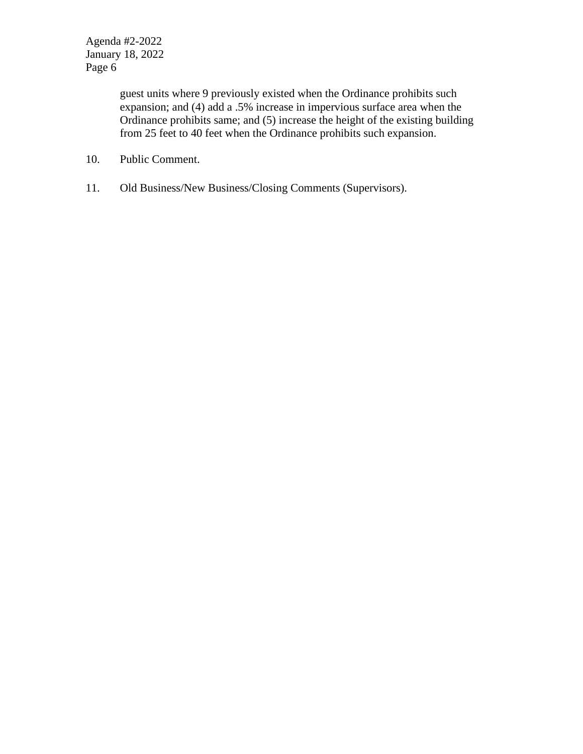guest units where 9 previously existed when the Ordinance prohibits such expansion; and (4) add a .5% increase in impervious surface area when the Ordinance prohibits same; and (5) increase the height of the existing building from 25 feet to 40 feet when the Ordinance prohibits such expansion.

10. Public Comment.

11. Old Business/New Business/Closing Comments (Supervisors).